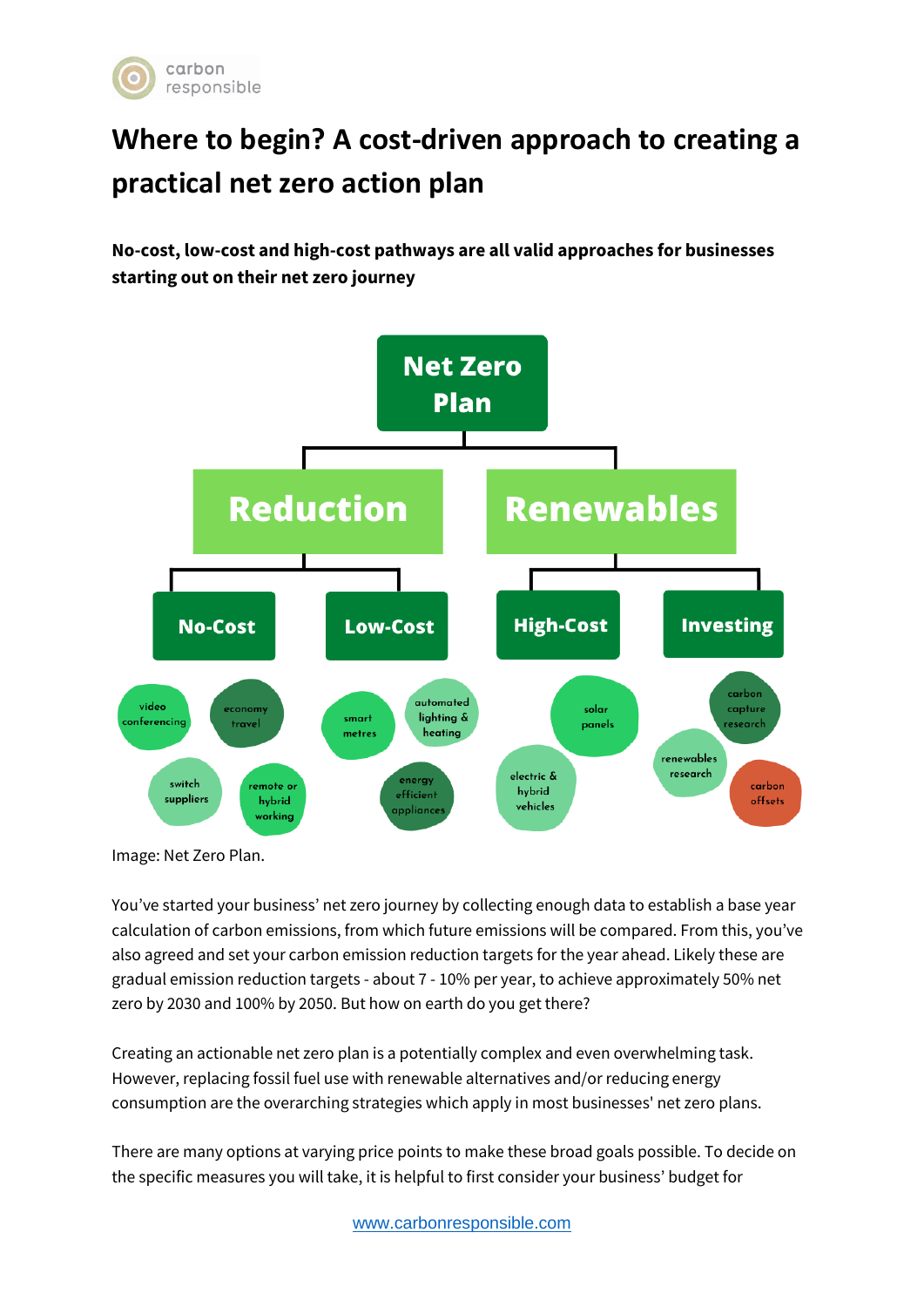# Where to begin? A cost-driven approach to creating a practical net zero action plan

**No-cost, low-cost and high-cost pathways are all valid approaches for businesses starting out on their net zero journey**

- **Net Zero Plan**
  - **Reduction**
    - **No-Cost**: video conferencing, economy travel, switch suppliers, remote or hybrid working
    - **Low-Cost**: smart metres, automated lighting & heating, energy efficient appliances
  - **Renewables**
    - **High-Cost**: solar panels, electric & hybrid vehicles
    - **Investing**: carbon capture research, renewables research, carbon offsets

Image: Net Zero Plan.

You've started your business' net zero journey by collecting enough data to establish a base year calculation of carbon emissions, from which future emissions will be compared. From this, you've also agreed and set your carbon emission reduction targets for the year ahead. Likely these are gradual emission reduction targets - about 7 - 10% per year, to achieve approximately 50% net zero by 2030 and 100% by 2050. But how on earth do you get there?

Creating an actionable net zero plan is a potentially complex and even overwhelming task. However, replacing fossil fuel use with renewable alternatives and/or reducing energy consumption are the overarching strategies which apply in most businesses' net zero plans.

There are many options at varying price points to make these broad goals possible. To decide on the specific measures you will take, it is helpful to first consider your business' budget for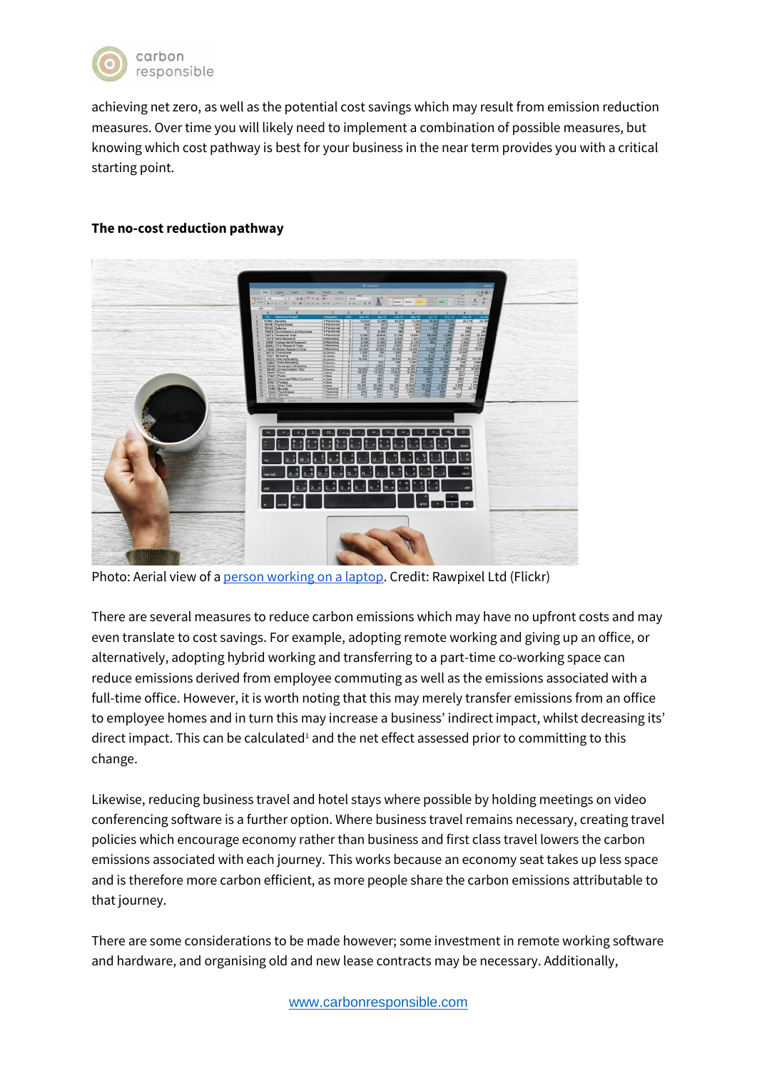achieving net zero, as well as the potential cost savings which may result from emission reduction measures. Over time you will likely need to implement a combination of possible measures, but knowing which cost pathway is best for your business in the near term provides you with a critical starting point.

**The no-cost reduction pathway**

Photo: Aerial view of a person working on a laptop. Credit: Rawpixel Ltd (Flickr)

There are several measures to reduce carbon emissions which may have no upfront costs and may even translate to cost savings. For example, adopting remote working and giving up an office, or alternatively, adopting hybrid working and transferring to a part-time co-working space can reduce emissions derived from employee commuting as well as the emissions associated with a full-time office. However, it is worth noting that this may merely transfer emissions from an office to employee homes and in turn this may increase a business' indirect impact, whilst decreasing its' direct impact. This can be calculated[1] and the net effect assessed prior to committing to this change.

Likewise, reducing business travel and hotel stays where possible by holding meetings on video conferencing software is a further option. Where business travel remains necessary, creating travel policies which encourage economy rather than business and first class travel lowers the carbon emissions associated with each journey. This works because an economy seat takes up less space and is therefore more carbon efficient, as more people share the carbon emissions attributable to that journey.

There are some considerations to be made however; some investment in remote working software and hardware, and organising old and new lease contracts may be necessary. Additionally,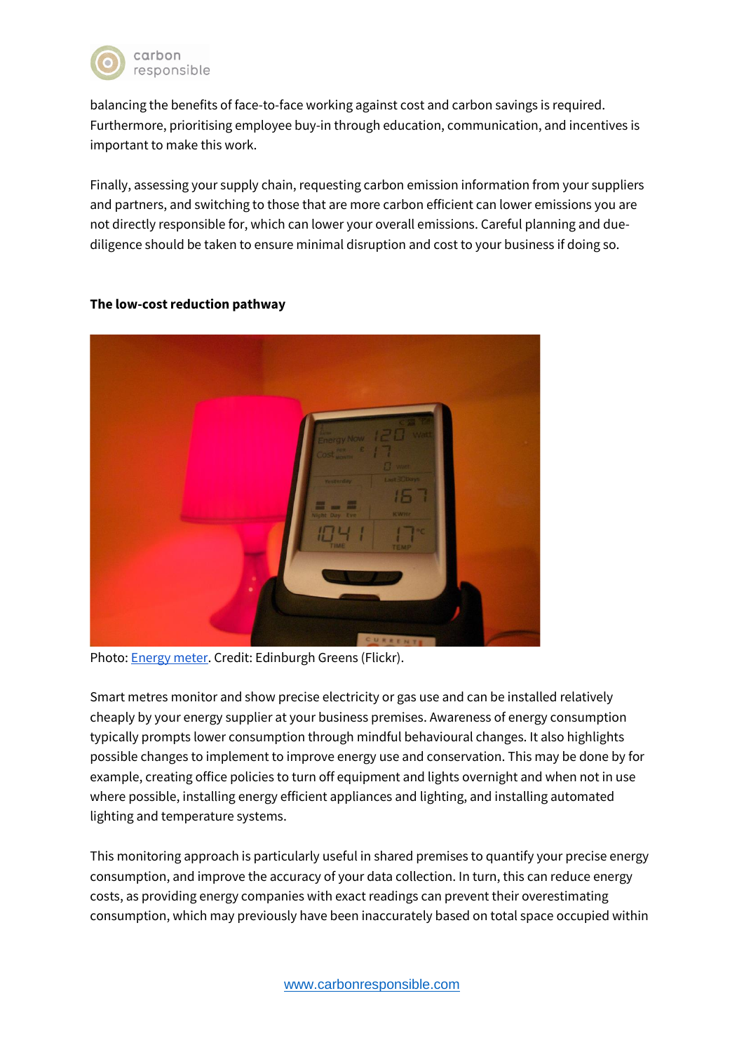balancing the benefits of face-to-face working against cost and carbon savings is required. Furthermore, prioritising employee buy-in through education, communication, and incentives is important to make this work.

Finally, assessing your supply chain, requesting carbon emission information from your suppliers and partners, and switching to those that are more carbon efficient can lower emissions you are not directly responsible for, which can lower your overall emissions. Careful planning and due-diligence should be taken to ensure minimal disruption and cost to your business if doing so.

**The low-cost reduction pathway**

Photo: Energy meter. Credit: Edinburgh Greens (Flickr).

Smart metres monitor and show precise electricity or gas use and can be installed relatively cheaply by your energy supplier at your business premises. Awareness of energy consumption typically prompts lower consumption through mindful behavioural changes. It also highlights possible changes to implement to improve energy use and conservation. This may be done by for example, creating office policies to turn off equipment and lights overnight and when not in use where possible, installing energy efficient appliances and lighting, and installing automated lighting and temperature systems.

This monitoring approach is particularly useful in shared premises to quantify your precise energy consumption, and improve the accuracy of your data collection. In turn, this can reduce energy costs, as providing energy companies with exact readings can prevent their overestimating consumption, which may previously have been inaccurately based on total space occupied within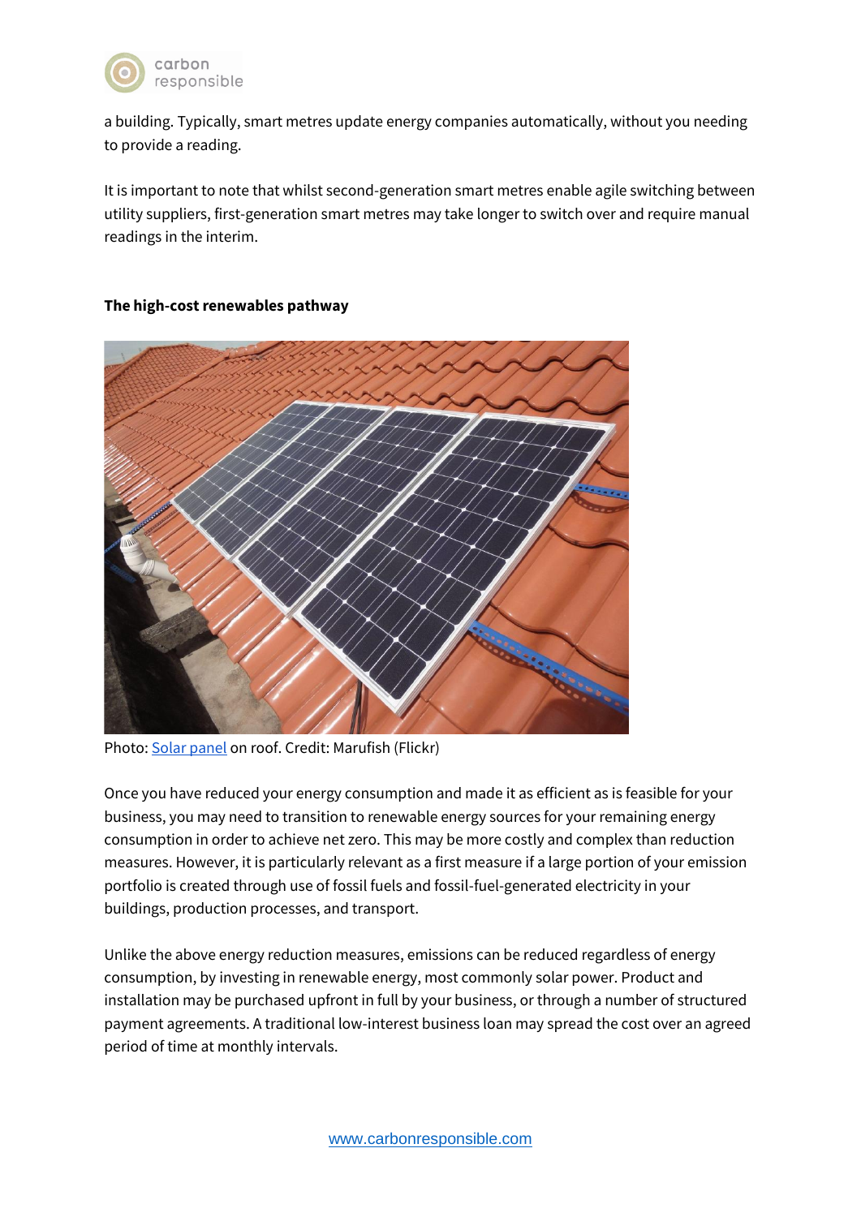a building. Typically, smart metres update energy companies automatically, without you needing to provide a reading.

It is important to note that whilst second-generation smart metres enable agile switching between utility suppliers, first-generation smart metres may take longer to switch over and require manual readings in the interim.

**The high-cost renewables pathway**

Photo: [Solar panel](Solar panel) on roof. Credit: Marufish (Flickr)

Once you have reduced your energy consumption and made it as efficient as is feasible for your business, you may need to transition to renewable energy sources for your remaining energy consumption in order to achieve net zero. This may be more costly and complex than reduction measures. However, it is particularly relevant as a first measure if a large portion of your emission portfolio is created through use of fossil fuels and fossil-fuel-generated electricity in your buildings, production processes, and transport.

Unlike the above energy reduction measures, emissions can be reduced regardless of energy consumption, by investing in renewable energy, most commonly solar power. Product and installation may be purchased upfront in full by your business, or through a number of structured payment agreements. A traditional low-interest business loan may spread the cost over an agreed period of time at monthly intervals.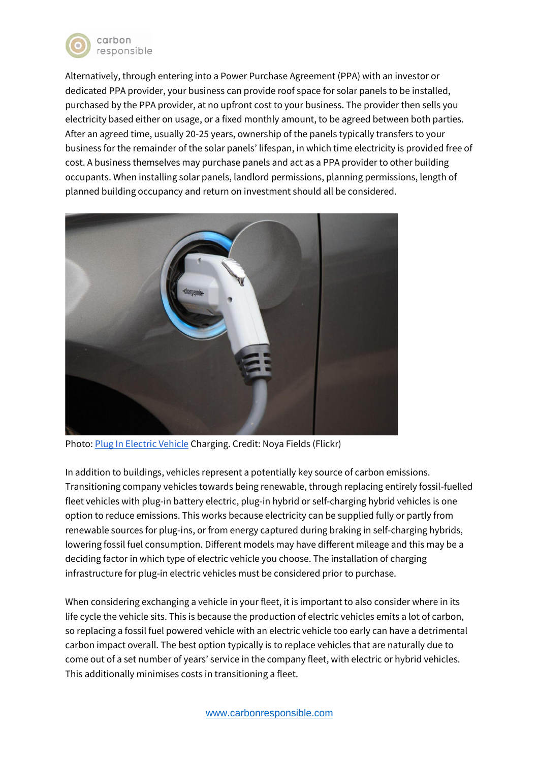Alternatively, through entering into a Power Purchase Agreement (PPA) with an investor or dedicated PPA provider, your business can provide roof space for solar panels to be installed, purchased by the PPA provider, at no upfront cost to your business. The provider then sells you electricity based either on usage, or a fixed monthly amount, to be agreed between both parties. After an agreed time, usually 20-25 years, ownership of the panels typically transfers to your business for the remainder of the solar panels' lifespan, in which time electricity is provided free of cost. A business themselves may purchase panels and act as a PPA provider to other building occupants. When installing solar panels, landlord permissions, planning permissions, length of planned building occupancy and return on investment should all be considered.

Photo: [Plug In Electric Vehicle]() Charging. Credit: Noya Fields (Flickr)

In addition to buildings, vehicles represent a potentially key source of carbon emissions. Transitioning company vehicles towards being renewable, through replacing entirely fossil-fuelled fleet vehicles with plug-in battery electric, plug-in hybrid or self-charging hybrid vehicles is one option to reduce emissions. This works because electricity can be supplied fully or partly from renewable sources for plug-ins, or from energy captured during braking in self-charging hybrids, lowering fossil fuel consumption. Different models may have different mileage and this may be a deciding factor in which type of electric vehicle you choose. The installation of charging infrastructure for plug-in electric vehicles must be considered prior to purchase.

When considering exchanging a vehicle in your fleet, it is important to also consider where in its life cycle the vehicle sits. This is because the production of electric vehicles emits a lot of carbon, so replacing a fossil fuel powered vehicle with an electric vehicle too early can have a detrimental carbon impact overall. The best option typically is to replace vehicles that are naturally due to come out of a set number of years' service in the company fleet, with electric or hybrid vehicles. This additionally minimises costs in transitioning a fleet.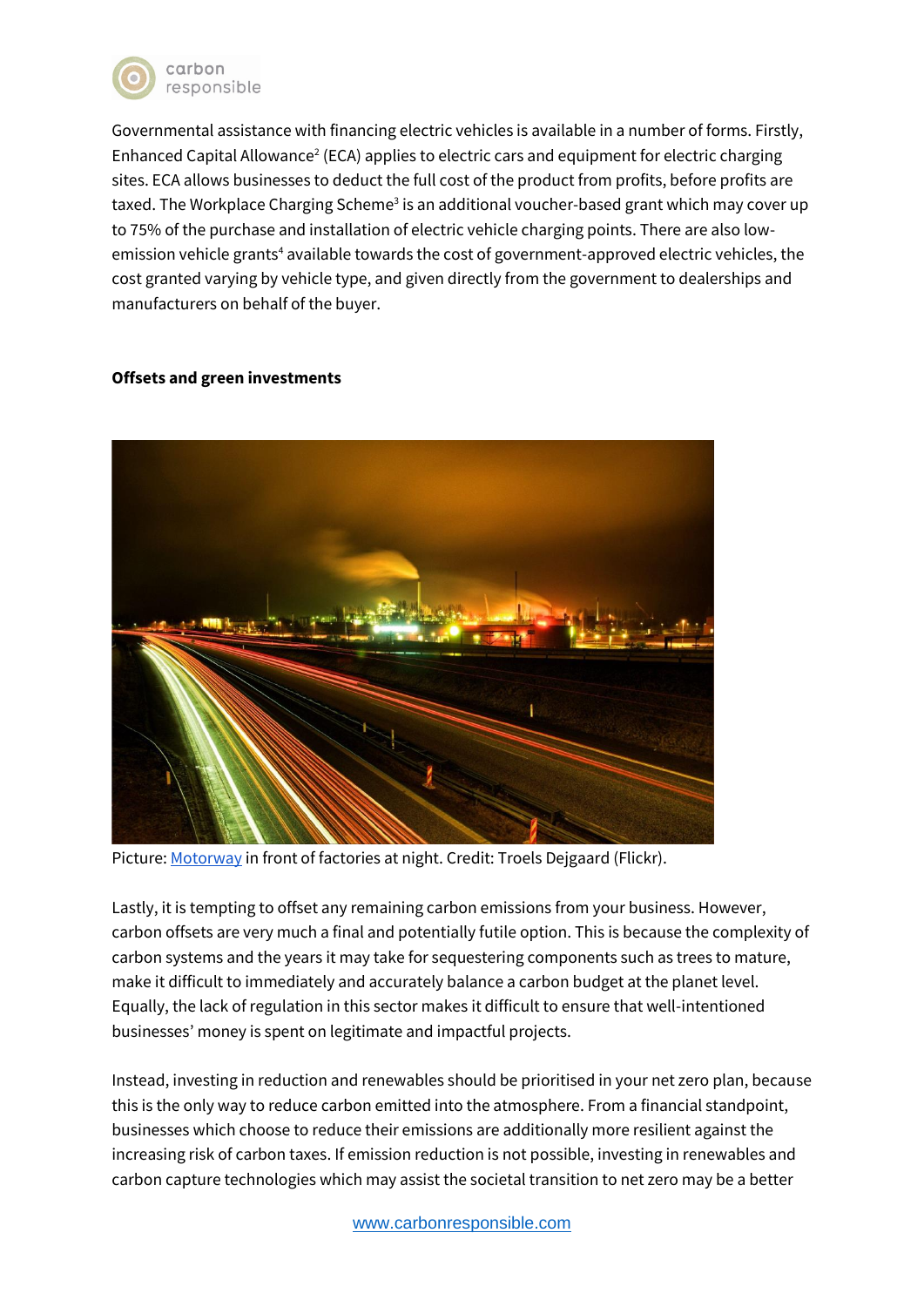Governmental assistance with financing electric vehicles is available in a number of forms. Firstly, Enhanced Capital Allowance[2] (ECA) applies to electric cars and equipment for electric charging sites. ECA allows businesses to deduct the full cost of the product from profits, before profits are taxed. The Workplace Charging Scheme[3] is an additional voucher-based grant which may cover up to 75% of the purchase and installation of electric vehicle charging points. There are also low-emission vehicle grants[4] available towards the cost of government-approved electric vehicles, the cost granted varying by vehicle type, and given directly from the government to dealerships and manufacturers on behalf of the buyer.

**Offsets and green investments**

Picture: [Motorway]() in front of factories at night. Credit: Troels Dejgaard (Flickr).

Lastly, it is tempting to offset any remaining carbon emissions from your business. However, carbon offsets are very much a final and potentially futile option. This is because the complexity of carbon systems and the years it may take for sequestering components such as trees to mature, make it difficult to immediately and accurately balance a carbon budget at the planet level. Equally, the lack of regulation in this sector makes it difficult to ensure that well-intentioned businesses' money is spent on legitimate and impactful projects.

Instead, investing in reduction and renewables should be prioritised in your net zero plan, because this is the only way to reduce carbon emitted into the atmosphere. From a financial standpoint, businesses which choose to reduce their emissions are additionally more resilient against the increasing risk of carbon taxes. If emission reduction is not possible, investing in renewables and carbon capture technologies which may assist the societal transition to net zero may be a better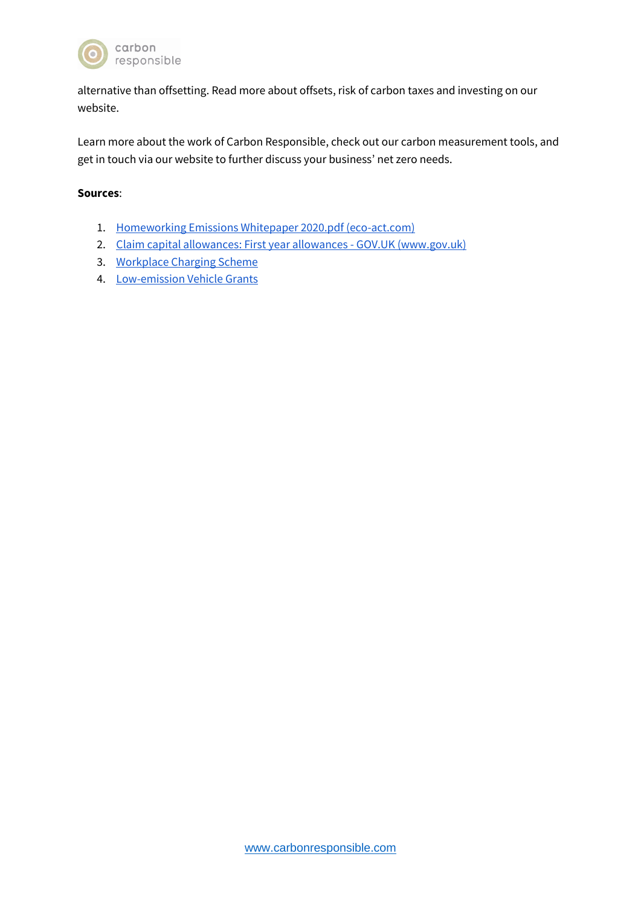alternative than offsetting. Read more about offsets, risk of carbon taxes and investing on our website.

Learn more about the work of Carbon Responsible, check out our carbon measurement tools, and get in touch via our website to further discuss your business' net zero needs.

**Sources**:

1. Homeworking Emissions Whitepaper 2020.pdf (eco-act.com)
2. Claim capital allowances: First year allowances - GOV.UK (www.gov.uk)
3. Workplace Charging Scheme
4. Low-emission Vehicle Grants